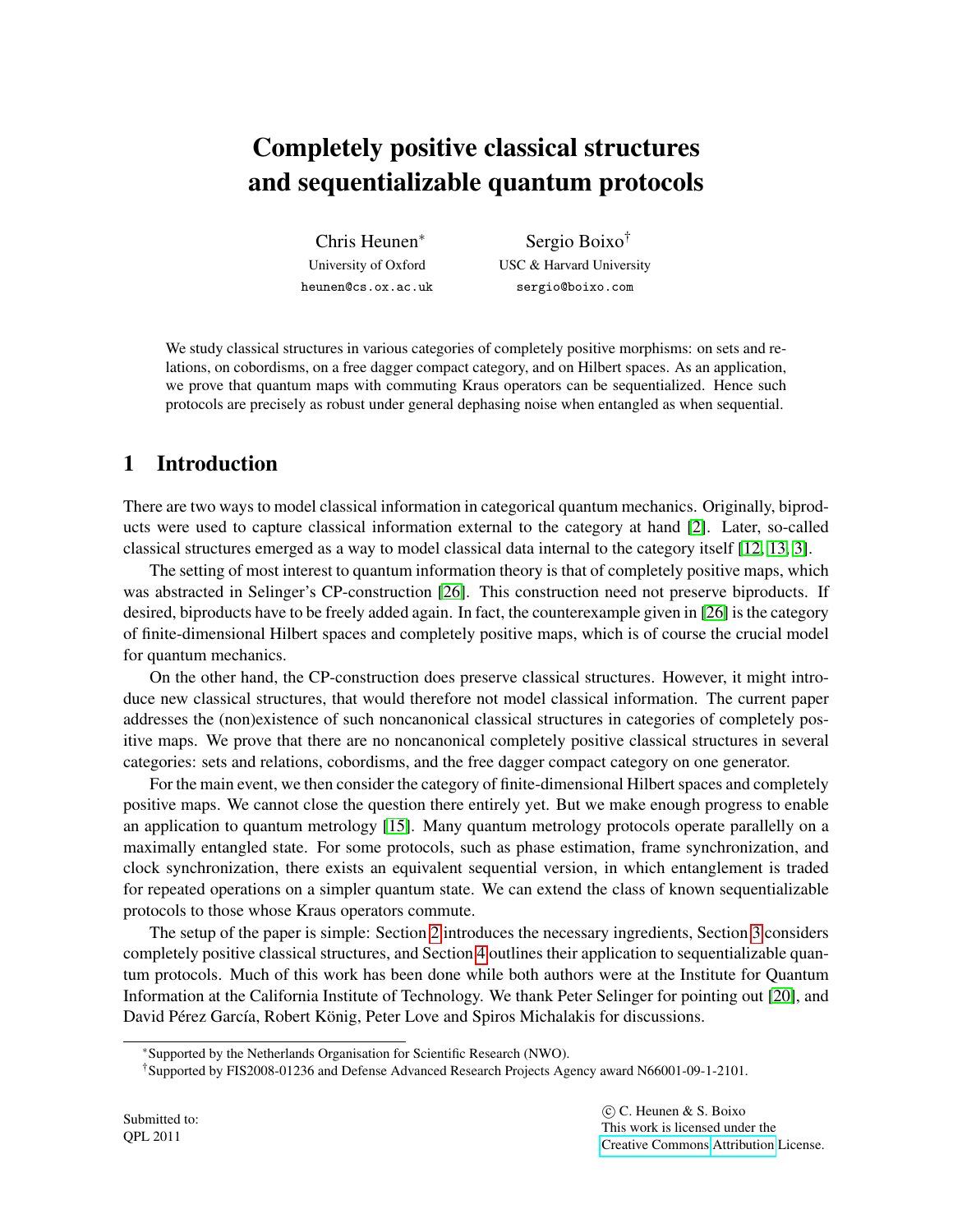# Completely positive classical structures and sequentializable quantum protocols

Chris Heunen*
University of Oxford
heunen@cs.ox.ac.uk

Sergio Boixo†
USC & Harvard University
sergio@boixo.com

We study classical structures in various categories of completely positive morphisms: on sets and relations, on cobordisms, on a free dagger compact category, and on Hilbert spaces. As an application, we prove that quantum maps with commuting Kraus operators can be sequentialized. Hence such protocols are precisely as robust under general dephasing noise when entangled as when sequential.

## 1 Introduction

There are two ways to model classical information in categorical quantum mechanics. Originally, biproducts were used to capture classical information external to the category at hand [2]. Later, so-called classical structures emerged as a way to model classical data internal to the category itself [12, 13, 3].

The setting of most interest to quantum information theory is that of completely positive maps, which was abstracted in Selinger's CP-construction [26]. This construction need not preserve biproducts. If desired, biproducts have to be freely added again. In fact, the counterexample given in [26] is the category of finite-dimensional Hilbert spaces and completely positive maps, which is of course the crucial model for quantum mechanics.

On the other hand, the CP-construction does preserve classical structures. However, it might introduce new classical structures, that would therefore not model classical information. The current paper addresses the (non)existence of such noncanonical classical structures in categories of completely positive maps. We prove that there are no noncanonical completely positive classical structures in several categories: sets and relations, cobordisms, and the free dagger compact category on one generator.

For the main event, we then consider the category of finite-dimensional Hilbert spaces and completely positive maps. We cannot close the question there entirely yet. But we make enough progress to enable an application to quantum metrology [15]. Many quantum metrology protocols operate parallelly on a maximally entangled state. For some protocols, such as phase estimation, frame synchronization, and clock synchronization, there exists an equivalent sequential version, in which entanglement is traded for repeated operations on a simpler quantum state. We can extend the class of known sequentializable protocols to those whose Kraus operators commute.

The setup of the paper is simple: Section 2 introduces the necessary ingredients, Section 3 considers completely positive classical structures, and Section 4 outlines their application to sequentializable quantum protocols. Much of this work has been done while both authors were at the Institute for Quantum Information at the California Institute of Technology. We thank Peter Selinger for pointing out [20], and David Pérez García, Robert König, Peter Love and Spiros Michalakis for discussions.

*Supported by the Netherlands Organisation for Scientific Research (NWO).

†Supported by FIS2008-01236 and Defense Advanced Research Projects Agency award N66001-09-1-2101.

Submitted to:
QPL 2011

© C. Heunen & S. Boixo
This work is licensed under the Creative Commons Attribution License.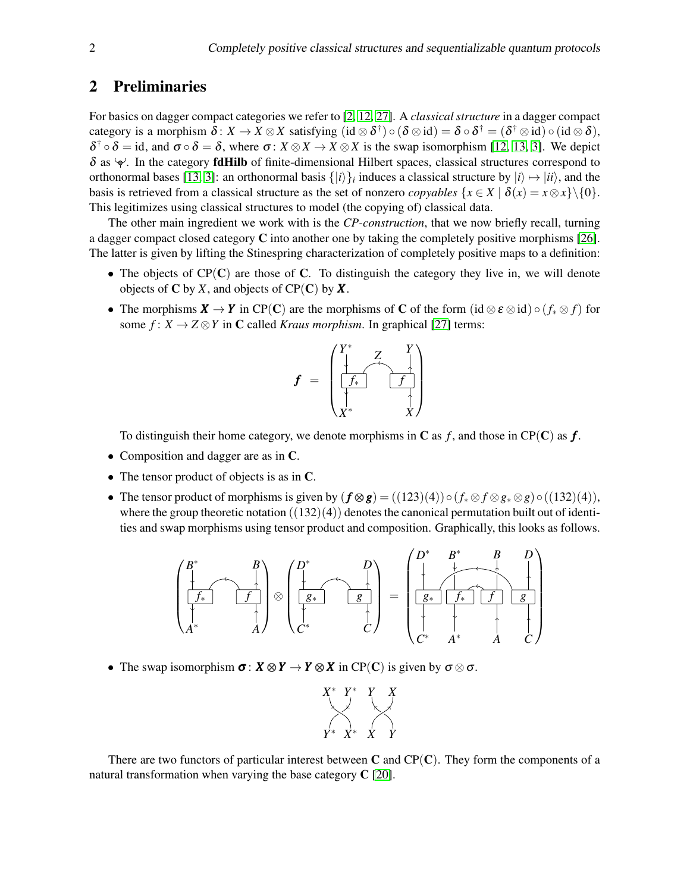## 2 Preliminaries

For basics on dagger compact categories we refer to [2, 12, 27]. A *classical structure* in a dagger compact category is a morphism $\delta \colon X \to X \otimes X$ satisfying $(\mathrm{id} \otimes \delta^\dagger) \circ (\delta \otimes \mathrm{id}) = \delta \circ \delta^\dagger = (\delta^\dagger \otimes \mathrm{id}) \circ (\mathrm{id} \otimes \delta)$, $\delta^\dagger \circ \delta = \mathrm{id}$, and $\sigma \circ \delta = \delta$, where $\sigma \colon X \otimes X \to X \otimes X$ is the swap isomorphism [12, 13, 3]. We depict $\delta$ as a small "split" node. In the category **fdHilb** of finite-dimensional Hilbert spaces, classical structures correspond to orthonormal bases [13, 3]: an orthonormal basis $\{|i\rangle\}_i$ induces a classical structure by $|i\rangle \mapsto |ii\rangle$, and the basis is retrieved from a classical structure as the set of nonzero *copyables* $\{x \in X \mid \delta(x) = x \otimes x\} \setminus \{0\}$. This legitimizes using classical structures to model (the copying of) classical data.

The other main ingredient we work with is the *CP-construction*, that we now briefly recall, turning a dagger compact closed category $\mathbf{C}$ into another one by taking the completely positive morphisms [26]. The latter is given by lifting the Stinespring characterization of completely positive maps to a definition:

- The objects of $\mathrm{CP}(\mathbf{C})$ are those of $\mathbf{C}$. To distinguish the category they live in, we will denote objects of $\mathbf{C}$ by $X$, and objects of $\mathrm{CP}(\mathbf{C})$ by $\boldsymbol{X}$.
- The morphisms $\boldsymbol{X} \to \boldsymbol{Y}$ in $\mathrm{CP}(\mathbf{C})$ are the morphisms of $\mathbf{C}$ of the form $(\mathrm{id} \otimes \varepsilon \otimes \mathrm{id}) \circ (f_* \otimes f)$ for some $f \colon X \to Z \otimes Y$ in $\mathbf{C}$ called *Kraus morphism*. In graphical [27] terms:

$$\boldsymbol{f} \;=\; \left( \begin{array}{c} Y^* \quad Z \quad Y \\ \boxed{f_*} \frown \boxed{f} \\ X^* \qquad\quad X \end{array} \right)$$

  To distinguish their home category, we denote morphisms in $\mathbf{C}$ as $f$, and those in $\mathrm{CP}(\mathbf{C})$ as $\boldsymbol{f}$.
- Composition and dagger are as in $\mathbf{C}$.
- The tensor product of objects is as in $\mathbf{C}$.
- The tensor product of morphisms is given by $(\boldsymbol{f} \otimes \boldsymbol{g}) = ((123)(4)) \circ (f_* \otimes f \otimes g_* \otimes g) \circ ((132)(4))$, where the group theoretic notation $((132)(4))$ denotes the canonical permutation built out of identities and swap morphisms using tensor product and composition. Graphically, this looks as follows.

$$\left( \begin{array}{c} B^* \qquad B \\ \boxed{f_*} \frown \boxed{f} \\ A^* \qquad A \end{array} \right) \otimes \left( \begin{array}{c} D^* \qquad D \\ \boxed{g_*} \frown \boxed{g} \\ C^* \qquad C \end{array} \right) = \left( \begin{array}{c} D^* \quad B^* \quad B \quad D \\ \boxed{g_*}\ \boxed{f_*} \frown \boxed{f}\ \boxed{g} \\ C^* \quad A^* \quad A \quad C \end{array} \right)$$

- The swap isomorphism $\boldsymbol{\sigma} \colon \boldsymbol{X} \otimes \boldsymbol{Y} \to \boldsymbol{Y} \otimes \boldsymbol{X}$ in $\mathrm{CP}(\mathbf{C})$ is given by $\sigma \otimes \sigma$.

$$\begin{array}{cccc} X^* & Y^* & Y & X \\ & \times & & \times \\ Y^* & X^* & X & Y \end{array}$$

There are two functors of particular interest between $\mathbf{C}$ and $\mathrm{CP}(\mathbf{C})$. They form the components of a natural transformation when varying the base category $\mathbf{C}$ [20].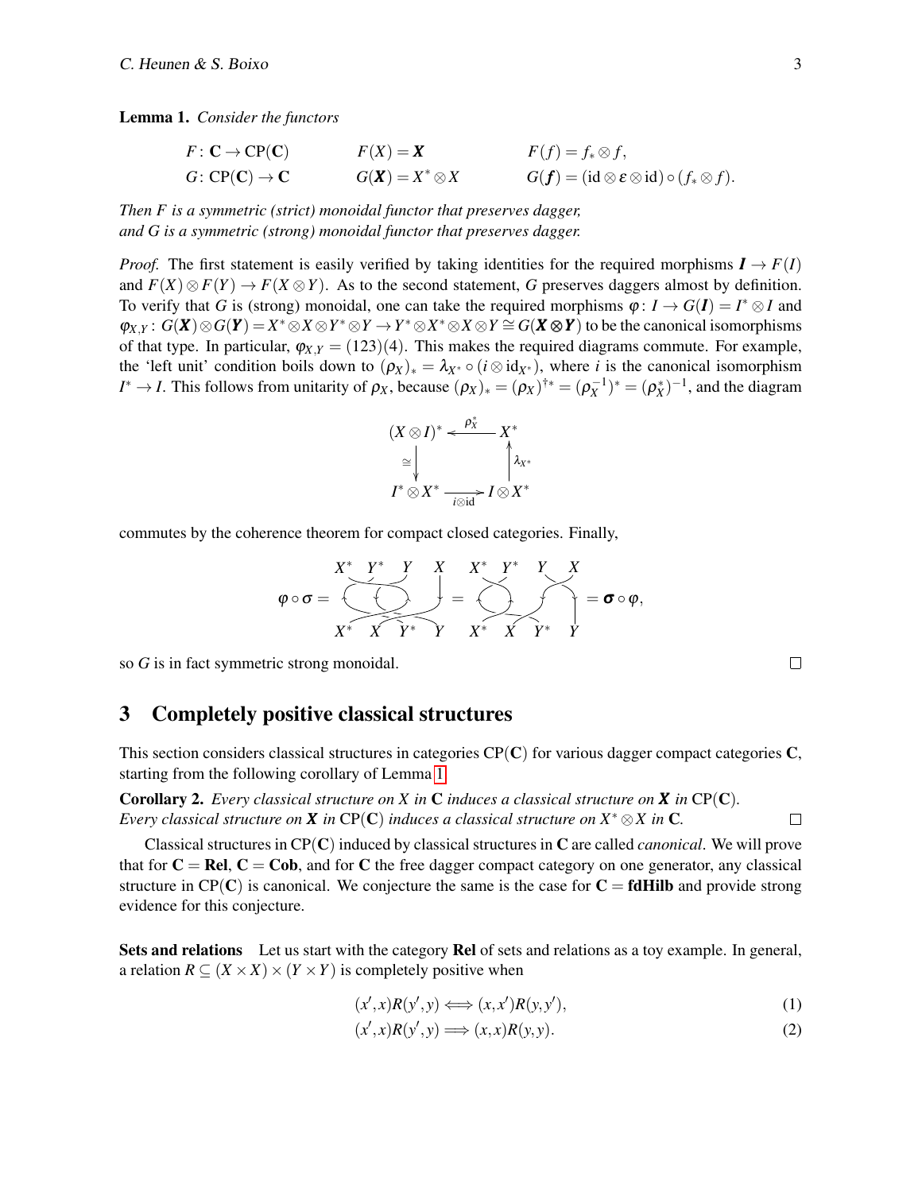**Lemma 1.** *Consider the functors*

$$
\begin{array}{lll}
F\colon \mathbf{C} \to \mathrm{CP}(\mathbf{C}) & F(X) = \boldsymbol{X} & F(f) = f_* \otimes f, \\
G\colon \mathrm{CP}(\mathbf{C}) \to \mathbf{C} & G(\boldsymbol{X}) = X^* \otimes X & G(\boldsymbol{f}) = (\mathrm{id} \otimes \varepsilon \otimes \mathrm{id}) \circ (f_* \otimes f).
\end{array}
$$

*Then $F$ is a symmetric (strict) monoidal functor that preserves dagger, and $G$ is a symmetric (strong) monoidal functor that preserves dagger.*

*Proof.* The first statement is easily verified by taking identities for the required morphisms $\boldsymbol{I} \to F(I)$ and $F(X) \otimes F(Y) \to F(X \otimes Y)$. As to the second statement, $G$ preserves daggers almost by definition. To verify that $G$ is (strong) monoidal, one can take the required morphisms $\varphi\colon I \to G(\boldsymbol{I}) = I^* \otimes I$ and $\varphi_{X,Y}\colon G(\boldsymbol{X}) \otimes G(\boldsymbol{Y}) = X^* \otimes X \otimes Y^* \otimes Y \to Y^* \otimes X^* \otimes X \otimes Y \cong G(\boldsymbol{X} \otimes \boldsymbol{Y})$ to be the canonical isomorphisms of that type. In particular, $\varphi_{X,Y} = (123)(4)$. This makes the required diagrams commute. For example, the 'left unit' condition boils down to $(\rho_X)_* = \lambda_{X^*} \circ (i \otimes \mathrm{id}_{X^*})$, where $i$ is the canonical isomorphism $I^* \to I$. This follows from unitarity of $\rho_X$, because $(\rho_X)_* = (\rho_X)^{\dagger *} = (\rho_X^{-1})^* = (\rho_X^*)^{-1}$, and the diagram

$$
\begin{array}{ccc}
(X \otimes I)^* & \xleftarrow{\rho_X^*} & X^* \\
\cong \downarrow & & \uparrow \lambda_{X^*} \\
I^* \otimes X^* & \xrightarrow[i \otimes \mathrm{id}]{} & I \otimes X^*
\end{array}
$$

commutes by the coherence theorem for compact closed categories. Finally,

$$
\varphi \circ \sigma = [\text{diagram: } X^*\ Y^*\ Y\ X \to X^*\ X\ Y^*\ Y] = [\text{diagram: } X^*\ Y^*\ Y\ X \to X^*\ X\ Y^*\ Y] = \boldsymbol{\sigma} \circ \varphi,
$$

so $G$ is in fact symmetric strong monoidal. □

## 3 Completely positive classical structures

This section considers classical structures in categories $\mathrm{CP}(\mathbf{C})$ for various dagger compact categories $\mathbf{C}$, starting from the following corollary of Lemma 1.

**Corollary 2.** *Every classical structure on $X$ in $\mathbf{C}$ induces a classical structure on $\boldsymbol{X}$ in $\mathrm{CP}(\mathbf{C})$. Every classical structure on $\boldsymbol{X}$ in $\mathrm{CP}(\mathbf{C})$ induces a classical structure on $X^* \otimes X$ in $\mathbf{C}$.* □

Classical structures in $\mathrm{CP}(\mathbf{C})$ induced by classical structures in $\mathbf{C}$ are called *canonical*. We will prove that for $\mathbf{C} = \mathbf{Rel}$, $\mathbf{C} = \mathbf{Cob}$, and for $\mathbf{C}$ the free dagger compact category on one generator, any classical structure in $\mathrm{CP}(\mathbf{C})$ is canonical. We conjecture the same is the case for $\mathbf{C} = \mathbf{fdHilb}$ and provide strong evidence for this conjecture.

**Sets and relations** Let us start with the category $\mathbf{Rel}$ of sets and relations as a toy example. In general, a relation $R \subseteq (X \times X) \times (Y \times Y)$ is completely positive when

$$
(x', x) R (y', y) \iff (x, x') R (y, y'), \tag{1}
$$

$$
(x', x) R (y', y) \implies (x, x) R (y, y). \tag{2}
$$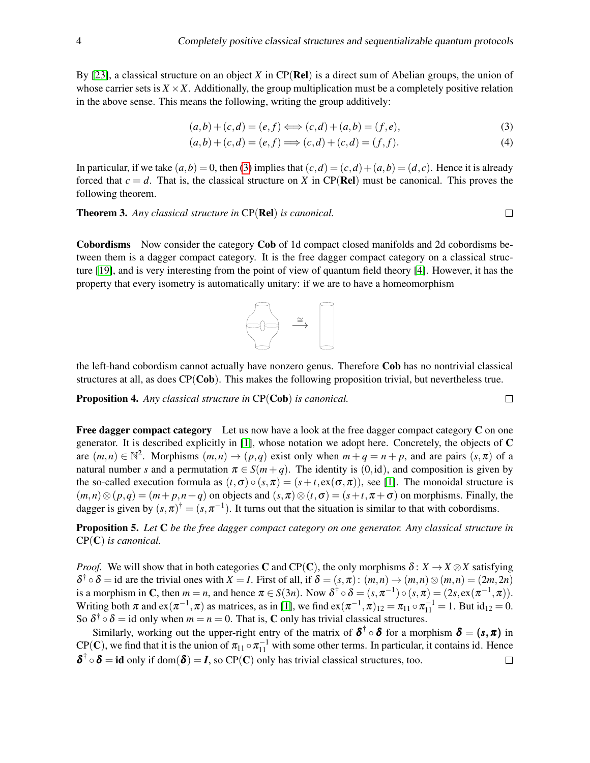By [23], a classical structure on an object $X$ in CP(**Rel**) is a direct sum of Abelian groups, the union of whose carrier sets is $X \times X$. Additionally, the group multiplication must be a completely positive relation in the above sense. This means the following, writing the group additively:

$$(a,b)+(c,d)=(e,f) \Longleftrightarrow (c,d)+(a,b)=(f,e), \tag{3}$$

$$(a,b)+(c,d)=(e,f) \Longrightarrow (c,d)+(c,d)=(f,f). \tag{4}$$

In particular, if we take $(a,b)=0$, then (3) implies that $(c,d)=(c,d)+(a,b)=(d,c)$. Hence it is already forced that $c=d$. That is, the classical structure on $X$ in CP(**Rel**) must be canonical. This proves the following theorem.

**Theorem 3.** *Any classical structure in* CP(**Rel**) *is canonical.* □

**Cobordisms** Now consider the category **Cob** of 1d compact closed manifolds and 2d cobordisms between them is a dagger compact category. It is the free dagger compact category on a classical structure [19], and is very interesting from the point of view of quantum field theory [4]. However, it has the property that every isometry is automatically unitary: if we are to have a homeomorphism

$$\xrightarrow{\cong}$$

the left-hand cobordism cannot actually have nonzero genus. Therefore **Cob** has no nontrivial classical structures at all, as does CP(**Cob**). This makes the following proposition trivial, but nevertheless true.

**Proposition 4.** *Any classical structure in* CP(**Cob**) *is canonical.* □

**Free dagger compact category** Let us now have a look at the free dagger compact category **C** on one generator. It is described explicitly in [1], whose notation we adopt here. Concretely, the objects of **C** are $(m,n) \in \mathbb{N}^2$. Morphisms $(m,n) \to (p,q)$ exist only when $m+q=n+p$, and are pairs $(s,\pi)$ of a natural number $s$ and a permutation $\pi \in S(m+q)$. The identity is $(0,\mathrm{id})$, and composition is given by the so-called execution formula as $(t,\sigma)\circ(s,\pi)=(s+t,\mathrm{ex}(\sigma,\pi))$, see [1]. The monoidal structure is $(m,n)\otimes(p,q)=(m+p,n+q)$ on objects and $(s,\pi)\otimes(t,\sigma)=(s+t,\pi+\sigma)$ on morphisms. Finally, the dagger is given by $(s,\pi)^\dagger=(s,\pi^{-1})$. It turns out that the situation is similar to that with cobordisms.

**Proposition 5.** *Let* **C** *be the free dagger compact category on one generator. Any classical structure in* CP(**C**) *is canonical.*

*Proof.* We will show that in both categories **C** and CP(**C**), the only morphisms $\delta\colon X \to X\otimes X$ satisfying $\delta^\dagger\circ\delta=\mathrm{id}$ are the trivial ones with $X=I$. First of all, if $\delta=(s,\pi)\colon(m,n)\to(m,n)\otimes(m,n)=(2m,2n)$ is a morphism in **C**, then $m=n$, and hence $\pi\in S(3n)$. Now $\delta^\dagger\circ\delta=(s,\pi^{-1})\circ(s,\pi)=(2s,\mathrm{ex}(\pi^{-1},\pi))$. Writing both $\pi$ and $\mathrm{ex}(\pi^{-1},\pi)$ as matrices, as in [1], we find $\mathrm{ex}(\pi^{-1},\pi)_{12}=\pi_{11}\circ\pi_{11}^{-1}=1$. But $\mathrm{id}_{12}=0$. So $\delta^\dagger\circ\delta=\mathrm{id}$ only when $m=n=0$. That is, **C** only has trivial classical structures.

Similarly, working out the upper-right entry of the matrix of $\boldsymbol{\delta}^\dagger\circ\boldsymbol{\delta}$ for a morphism $\boldsymbol{\delta}=(\boldsymbol{s},\boldsymbol{\pi})$ in CP(**C**), we find that it is the union of $\pi_{11}\circ\pi_{11}^{-1}$ with some other terms. In particular, it contains id. Hence $\boldsymbol{\delta}^\dagger\circ\boldsymbol{\delta}=\mathbf{id}$ only if $\mathrm{dom}(\boldsymbol{\delta})=\boldsymbol{I}$, so CP(**C**) only has trivial classical structures, too. □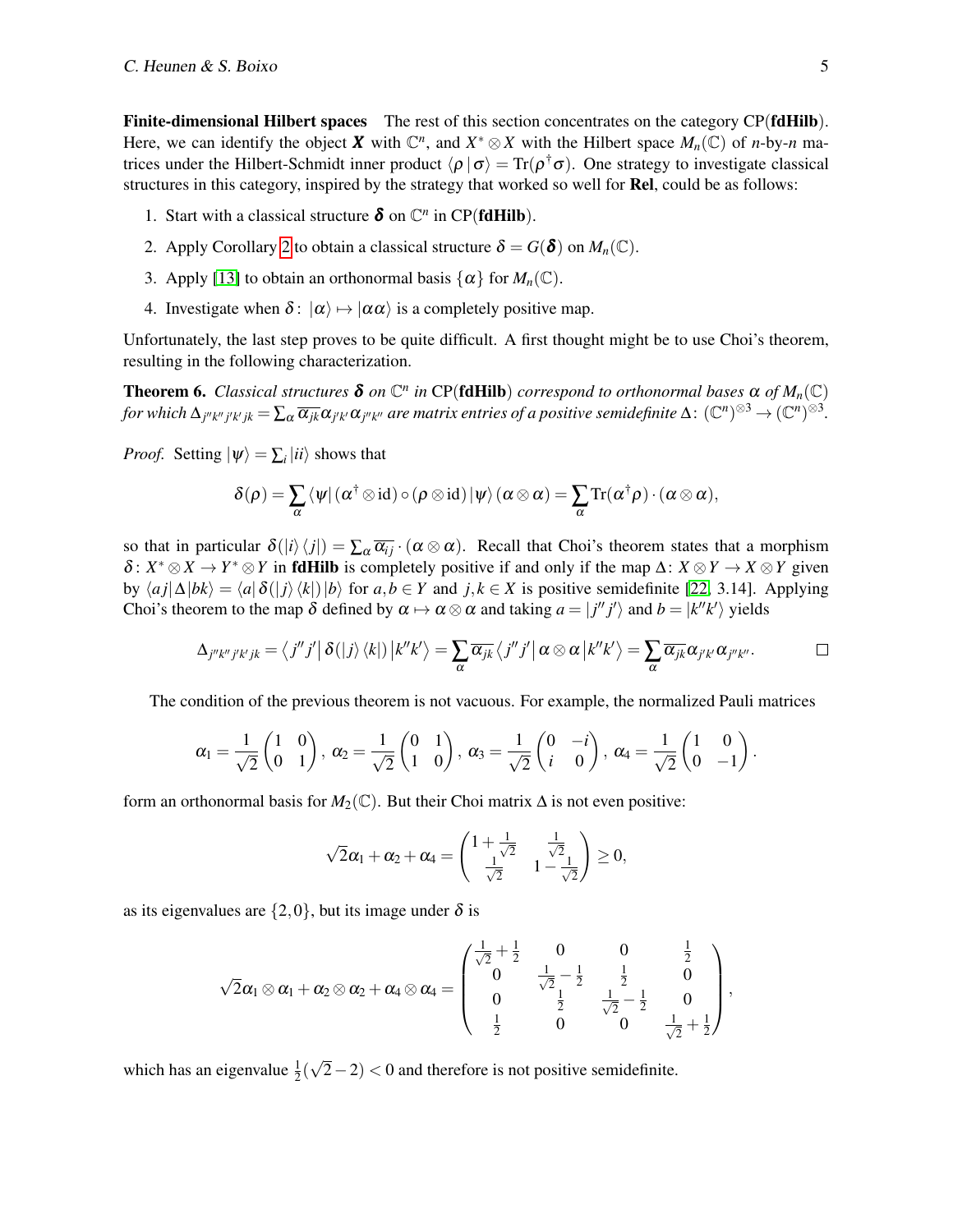**Finite-dimensional Hilbert spaces** The rest of this section concentrates on the category CP(**fdHilb**). Here, we can identify the object $\boldsymbol{X}$ with $\mathbb{C}^n$, and $X^* \otimes X$ with the Hilbert space $M_n(\mathbb{C})$ of $n$-by-$n$ matrices under the Hilbert-Schmidt inner product $\langle \rho \,|\, \sigma \rangle = \mathrm{Tr}(\rho^\dagger \sigma)$. One strategy to investigate classical structures in this category, inspired by the strategy that worked so well for **Rel**, could be as follows:

1. Start with a classical structure $\boldsymbol{\delta}$ on $\mathbb{C}^n$ in CP(**fdHilb**).
2. Apply Corollary 2 to obtain a classical structure $\delta = G(\boldsymbol{\delta})$ on $M_n(\mathbb{C})$.
3. Apply [13] to obtain an orthonormal basis $\{\alpha\}$ for $M_n(\mathbb{C})$.
4. Investigate when $\delta \colon |\alpha\rangle \mapsto |\alpha\alpha\rangle$ is a completely positive map.

Unfortunately, the last step proves to be quite difficult. A first thought might be to use Choi's theorem, resulting in the following characterization.

**Theorem 6.** *Classical structures $\boldsymbol{\delta}$ on $\mathbb{C}^n$ in* CP(**fdHilb**) *correspond to orthonormal bases $\alpha$ of $M_n(\mathbb{C})$ for which $\Delta_{j''k''j'k'jk} = \sum_\alpha \overline{\alpha_{jk}} \alpha_{j'k'} \alpha_{j''k''}$ are matrix entries of a positive semidefinite $\Delta \colon (\mathbb{C}^n)^{\otimes 3} \to (\mathbb{C}^n)^{\otimes 3}$.*

*Proof.* Setting $|\psi\rangle = \sum_i |ii\rangle$ shows that

$$\delta(\rho) = \sum_\alpha \langle \psi | \, (\alpha^\dagger \otimes \mathrm{id}) \circ (\rho \otimes \mathrm{id}) \, |\psi\rangle \, (\alpha \otimes \alpha) = \sum_\alpha \mathrm{Tr}(\alpha^\dagger \rho) \cdot (\alpha \otimes \alpha),$$

so that in particular $\delta(|i\rangle\langle j|) = \sum_\alpha \overline{\alpha_{ij}} \cdot (\alpha \otimes \alpha)$. Recall that Choi's theorem states that a morphism $\delta \colon X^* \otimes X \to Y^* \otimes Y$ in **fdHilb** is completely positive if and only if the map $\Delta \colon X \otimes Y \to X \otimes Y$ given by $\langle aj | \Delta | bk \rangle = \langle a | \, \delta(|j\rangle\langle k|) \, |b\rangle$ for $a, b \in Y$ and $j, k \in X$ is positive semidefinite [22, 3.14]. Applying Choi's theorem to the map $\delta$ defined by $\alpha \mapsto \alpha \otimes \alpha$ and taking $a = |j''j'\rangle$ and $b = |k''k'\rangle$ yields

$$\Delta_{j''k''j'k'jk} = \langle j''j' | \, \delta(|j\rangle\langle k|) \, | k''k' \rangle = \sum_\alpha \overline{\alpha_{jk}} \langle j''j' | \, \alpha \otimes \alpha \, | k''k' \rangle = \sum_\alpha \overline{\alpha_{jk}} \alpha_{j'k'} \alpha_{j''k''}. \qquad \square$$

The condition of the previous theorem is not vacuous. For example, the normalized Pauli matrices

$$\alpha_1 = \frac{1}{\sqrt{2}} \begin{pmatrix} 1 & 0 \\ 0 & 1 \end{pmatrix}, \; \alpha_2 = \frac{1}{\sqrt{2}} \begin{pmatrix} 0 & 1 \\ 1 & 0 \end{pmatrix}, \; \alpha_3 = \frac{1}{\sqrt{2}} \begin{pmatrix} 0 & -i \\ i & 0 \end{pmatrix}, \; \alpha_4 = \frac{1}{\sqrt{2}} \begin{pmatrix} 1 & 0 \\ 0 & -1 \end{pmatrix}.$$

form an orthonormal basis for $M_2(\mathbb{C})$. But their Choi matrix $\Delta$ is not even positive:

$$\sqrt{2}\alpha_1 + \alpha_2 + \alpha_4 = \begin{pmatrix} 1 + \frac{1}{\sqrt{2}} & \frac{1}{\sqrt{2}} \\ \frac{1}{\sqrt{2}} & 1 - \frac{1}{\sqrt{2}} \end{pmatrix} \geq 0,$$

as its eigenvalues are $\{2, 0\}$, but its image under $\delta$ is

$$\sqrt{2}\alpha_1 \otimes \alpha_1 + \alpha_2 \otimes \alpha_2 + \alpha_4 \otimes \alpha_4 = \begin{pmatrix} \frac{1}{\sqrt{2}} + \frac{1}{2} & 0 & 0 & \frac{1}{2} \\ 0 & \frac{1}{\sqrt{2}} - \frac{1}{2} & \frac{1}{2} & 0 \\ 0 & \frac{1}{2} & \frac{1}{\sqrt{2}} - \frac{1}{2} & 0 \\ \frac{1}{2} & 0 & 0 & \frac{1}{\sqrt{2}} + \frac{1}{2} \end{pmatrix},$$

which has an eigenvalue $\frac{1}{2}(\sqrt{2} - 2) < 0$ and therefore is not positive semidefinite.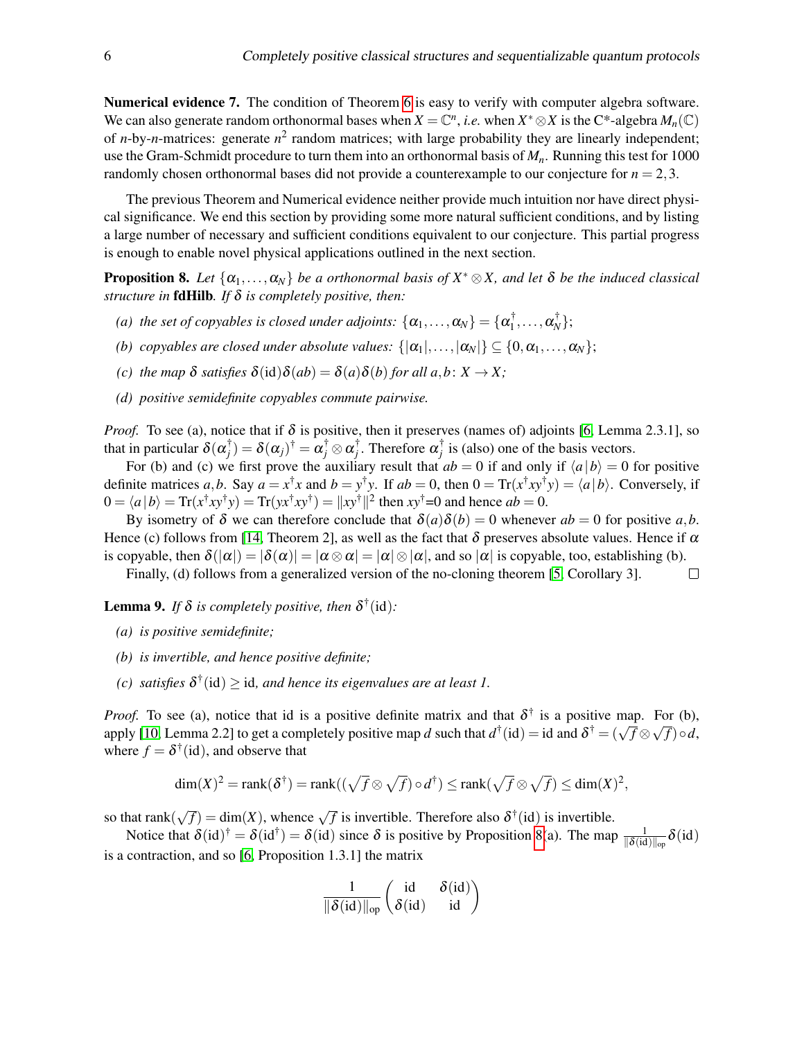**Numerical evidence 7.** The condition of Theorem 6 is easy to verify with computer algebra software. We can also generate random orthonormal bases when $X = \mathbb{C}^n$, *i.e.* when $X^* \otimes X$ is the C*-algebra $M_n(\mathbb{C})$ of $n$-by-$n$-matrices: generate $n^2$ random matrices; with large probability they are linearly independent; use the Gram-Schmidt procedure to turn them into an orthonormal basis of $M_n$. Running this test for 1000 randomly chosen orthonormal bases did not provide a counterexample to our conjecture for $n = 2, 3$.

The previous Theorem and Numerical evidence neither provide much intuition nor have direct physical significance. We end this section by providing some more natural sufficient conditions, and by listing a large number of necessary and sufficient conditions equivalent to our conjecture. This partial progress is enough to enable novel physical applications outlined in the next section.

**Proposition 8.** *Let $\{\alpha_1, \ldots, \alpha_N\}$ be a orthonormal basis of $X^* \otimes X$, and let $\delta$ be the induced classical structure in* **fdHilb***. If $\delta$ is completely positive, then:*

- *(a) the set of copyables is closed under adjoints: $\{\alpha_1, \ldots, \alpha_N\} = \{\alpha_1^\dagger, \ldots, \alpha_N^\dagger\}$;*
- *(b) copyables are closed under absolute values: $\{|\alpha_1|, \ldots, |\alpha_N|\} \subseteq \{0, \alpha_1, \ldots, \alpha_N\}$;*
- *(c) the map $\delta$ satisfies $\delta(\mathrm{id})\delta(ab) = \delta(a)\delta(b)$ for all $a, b \colon X \to X$;*
- *(d) positive semidefinite copyables commute pairwise.*

*Proof.* To see (a), notice that if $\delta$ is positive, then it preserves (names of) adjoints [6, Lemma 2.3.1], so that in particular $\delta(\alpha_j^\dagger) = \delta(\alpha_j)^\dagger = \alpha_j^\dagger \otimes \alpha_j^\dagger$. Therefore $\alpha_j^\dagger$ is (also) one of the basis vectors.

For (b) and (c) we first prove the auxiliary result that $ab = 0$ if and only if $\langle a \,|\, b\rangle = 0$ for positive definite matrices $a, b$. Say $a = x^\dagger x$ and $b = y^\dagger y$. If $ab = 0$, then $0 = \mathrm{Tr}(x^\dagger x y^\dagger y) = \langle a \,|\, b\rangle$. Conversely, if $0 = \langle a \,|\, b\rangle = \mathrm{Tr}(x^\dagger x y^\dagger y) = \mathrm{Tr}(y x^\dagger x y^\dagger) = \|x y^\dagger\|^2$ then $xy^\dagger$=0 and hence $ab = 0$.

By isometry of $\delta$ we can therefore conclude that $\delta(a)\delta(b) = 0$ whenever $ab = 0$ for positive $a, b$. Hence (c) follows from [14, Theorem 2], as well as the fact that $\delta$ preserves absolute values. Hence if $\alpha$ is copyable, then $\delta(|\alpha|) = |\delta(\alpha)| = |\alpha \otimes \alpha| = |\alpha| \otimes |\alpha|$, and so $|\alpha|$ is copyable, too, establishing (b).

Finally, (d) follows from a generalized version of the no-cloning theorem [5, Corollary 3]. $\square$

**Lemma 9.** *If $\delta$ is completely positive, then $\delta^\dagger(\mathrm{id})$:*

- *(a) is positive semidefinite;*
- *(b) is invertible, and hence positive definite;*
- *(c) satisfies $\delta^\dagger(\mathrm{id}) \geq \mathrm{id}$, and hence its eigenvalues are at least 1.*

*Proof.* To see (a), notice that id is a positive definite matrix and that $\delta^\dagger$ is a positive map. For (b), apply [10, Lemma 2.2] to get a completely positive map $d$ such that $d^\dagger(\mathrm{id}) = \mathrm{id}$ and $\delta^\dagger = (\sqrt{f} \otimes \sqrt{f}) \circ d$, where $f = \delta^\dagger(\mathrm{id})$, and observe that

$$\dim(X)^2 = \mathrm{rank}(\delta^\dagger) = \mathrm{rank}((\sqrt{f} \otimes \sqrt{f}) \circ d^\dagger) \leq \mathrm{rank}(\sqrt{f} \otimes \sqrt{f}) \leq \dim(X)^2,$$

so that $\mathrm{rank}(\sqrt{f}) = \dim(X)$, whence $\sqrt{f}$ is invertible. Therefore also $\delta^\dagger(\mathrm{id})$ is invertible.

Notice that $\delta(\mathrm{id})^\dagger = \delta(\mathrm{id}^\dagger) = \delta(\mathrm{id})$ since $\delta$ is positive by Proposition 8(a). The map $\frac{1}{\|\delta(\mathrm{id})\|_{\mathrm{op}}}\delta(\mathrm{id})$ is a contraction, and so [6, Proposition 1.3.1] the matrix

$$\frac{1}{\|\delta(\mathrm{id})\|_{\mathrm{op}}} \begin{pmatrix} \mathrm{id} & \delta(\mathrm{id}) \\ \delta(\mathrm{id}) & \mathrm{id} \end{pmatrix}$$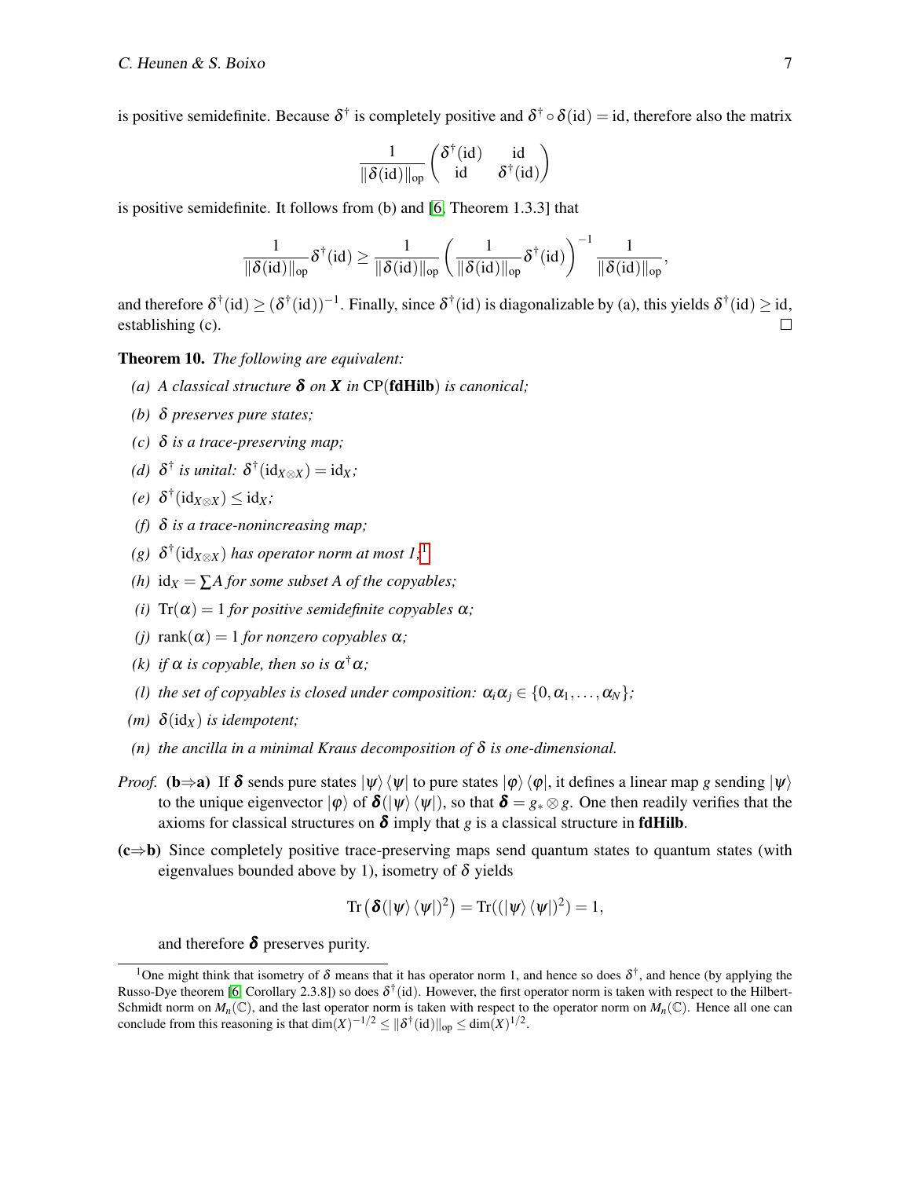is positive semidefinite. Because $\delta^\dagger$ is completely positive and $\delta^\dagger \circ \delta(\mathrm{id}) = \mathrm{id}$, therefore also the matrix

$$\frac{1}{\|\delta(\mathrm{id})\|_{\mathrm{op}}} \begin{pmatrix} \delta^\dagger(\mathrm{id}) & \mathrm{id} \\ \mathrm{id} & \delta^\dagger(\mathrm{id}) \end{pmatrix}$$

is positive semidefinite. It follows from (b) and [6, Theorem 1.3.3] that

$$\frac{1}{\|\delta(\mathrm{id})\|_{\mathrm{op}}} \delta^\dagger(\mathrm{id}) \geq \frac{1}{\|\delta(\mathrm{id})\|_{\mathrm{op}}} \left( \frac{1}{\|\delta(\mathrm{id})\|_{\mathrm{op}}} \delta^\dagger(\mathrm{id}) \right)^{-1} \frac{1}{\|\delta(\mathrm{id})\|_{\mathrm{op}}},$$

and therefore $\delta^\dagger(\mathrm{id}) \geq (\delta^\dagger(\mathrm{id}))^{-1}$. Finally, since $\delta^\dagger(\mathrm{id})$ is diagonalizable by (a), this yields $\delta^\dagger(\mathrm{id}) \geq \mathrm{id}$, establishing (c). □

**Theorem 10.** *The following are equivalent:*

*(a) A classical structure $\boldsymbol{\delta}$ on $\boldsymbol{X}$ in* CP(**fdHilb**) *is canonical;*

*(b) $\delta$ preserves pure states;*

*(c) $\delta$ is a trace-preserving map;*

*(d) $\delta^\dagger$ is unital: $\delta^\dagger(\mathrm{id}_{X\otimes X}) = \mathrm{id}_X$;*

*(e) $\delta^\dagger(\mathrm{id}_{X\otimes X}) \leq \mathrm{id}_X$;*

*(f) $\delta$ is a trace-nonincreasing map;*

*(g) $\delta^\dagger(\mathrm{id}_{X\otimes X})$ has operator norm at most 1;*[1]

*(h) $\mathrm{id}_X = \sum A$ for some subset $A$ of the copyables;*

*(i) $\mathrm{Tr}(\alpha) = 1$ for positive semidefinite copyables $\alpha$;*

*(j) $\mathrm{rank}(\alpha) = 1$ for nonzero copyables $\alpha$;*

*(k) if $\alpha$ is copyable, then so is $\alpha^\dagger\alpha$;*

*(l) the set of copyables is closed under composition: $\alpha_i\alpha_j \in \{0, \alpha_1, \ldots, \alpha_N\}$;*

*(m) $\delta(\mathrm{id}_X)$ is idempotent;*

*(n) the ancilla in a minimal Kraus decomposition of $\delta$ is one-dimensional.*

*Proof.* **(b⇒a)** If $\boldsymbol{\delta}$ sends pure states $|\psi\rangle\langle\psi|$ to pure states $|\varphi\rangle\langle\varphi|$, it defines a linear map $g$ sending $|\psi\rangle$ to the unique eigenvector $|\varphi\rangle$ of $\boldsymbol{\delta}(|\psi\rangle\langle\psi|)$, so that $\boldsymbol{\delta} = g_* \otimes g$. One then readily verifies that the axioms for classical structures on $\boldsymbol{\delta}$ imply that $g$ is a classical structure in **fdHilb**.

**(c⇒b)** Since completely positive trace-preserving maps send quantum states to quantum states (with eigenvalues bounded above by 1), isometry of $\delta$ yields

$$\mathrm{Tr}\left(\boldsymbol{\delta}(|\psi\rangle\langle\psi|)^2\right) = \mathrm{Tr}((|\psi\rangle\langle\psi|)^2) = 1,$$

and therefore $\boldsymbol{\delta}$ preserves purity.

[1] One might think that isometry of $\delta$ means that it has operator norm 1, and hence so does $\delta^\dagger$, and hence (by applying the Russo-Dye theorem [6, Corollary 2.3.8]) so does $\delta^\dagger(\mathrm{id})$. However, the first operator norm is taken with respect to the Hilbert-Schmidt norm on $M_n(\mathbb{C})$, and the last operator norm is taken with respect to the operator norm on $M_n(\mathbb{C})$. Hence all one can conclude from this reasoning is that $\dim(X)^{-1/2} \leq \|\delta^\dagger(\mathrm{id})\|_{\mathrm{op}} \leq \dim(X)^{1/2}$.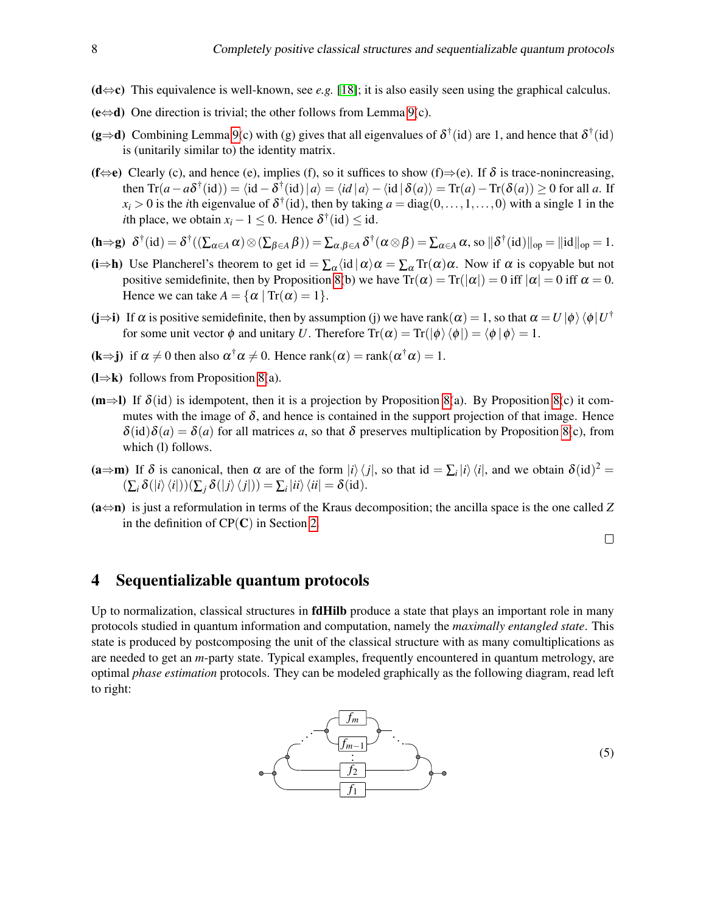**(d⇔c)** This equivalence is well-known, see *e.g.* [18]; it is also easily seen using the graphical calculus.

**(e⇔d)** One direction is trivial; the other follows from Lemma 9(c).

**(g⇒d)** Combining Lemma 9(c) with (g) gives that all eigenvalues of $\delta^\dagger(\mathrm{id})$ are 1, and hence that $\delta^\dagger(\mathrm{id})$ is (unitarily similar to) the identity matrix.

**(f⇔e)** Clearly (c), and hence (e), implies (f), so it suffices to show (f)⇒(e). If $\delta$ is trace-nonincreasing, then $\mathrm{Tr}(a - a\delta^\dagger(\mathrm{id})) = \langle \mathrm{id} - \delta^\dagger(\mathrm{id}) \,|\, a\rangle = \langle id \,|\, a\rangle - \langle \mathrm{id} \,|\, \delta(a)\rangle = \mathrm{Tr}(a) - \mathrm{Tr}(\delta(a)) \geq 0$ for all $a$. If $x_i > 0$ is the $i$th eigenvalue of $\delta^\dagger(\mathrm{id})$, then by taking $a = \mathrm{diag}(0, \ldots, 1, \ldots, 0)$ with a single 1 in the $i$th place, we obtain $x_i - 1 \leq 0$. Hence $\delta^\dagger(\mathrm{id}) \leq \mathrm{id}$.

**(h⇒g)** $\delta^\dagger(\mathrm{id}) = \delta^\dagger((\sum_{\alpha \in A} \alpha) \otimes (\sum_{\beta \in A} \beta)) = \sum_{\alpha,\beta \in A} \delta^\dagger(\alpha \otimes \beta) = \sum_{\alpha \in A} \alpha$, so $\|\delta^\dagger(\mathrm{id})\|_{\mathrm{op}} = \|\mathrm{id}\|_{\mathrm{op}} = 1$.

**(i⇒h)** Use Plancherel's theorem to get $\mathrm{id} = \sum_\alpha \langle \mathrm{id} \,|\, \alpha\rangle \alpha = \sum_\alpha \mathrm{Tr}(\alpha)\alpha$. Now if $\alpha$ is copyable but not positive semidefinite, then by Proposition 8(b) we have $\mathrm{Tr}(\alpha) = \mathrm{Tr}(|\alpha|) = 0$ iff $|\alpha| = 0$ iff $\alpha = 0$. Hence we can take $A = \{\alpha \mid \mathrm{Tr}(\alpha) = 1\}$.

**(j⇒i)** If $\alpha$ is positive semidefinite, then by assumption (j) we have $\mathrm{rank}(\alpha) = 1$, so that $\alpha = U\,|\phi\rangle\langle\phi|\,U^\dagger$ for some unit vector $\phi$ and unitary $U$. Therefore $\mathrm{Tr}(\alpha) = \mathrm{Tr}(|\phi\rangle\langle\phi|) = \langle \phi \,|\, \phi\rangle = 1$.

**(k⇒j)** if $\alpha \neq 0$ then also $\alpha^\dagger\alpha \neq 0$. Hence $\mathrm{rank}(\alpha) = \mathrm{rank}(\alpha^\dagger\alpha) = 1$.

**(l⇒k)** follows from Proposition 8(a).

**(m⇒l)** If $\delta(\mathrm{id})$ is idempotent, then it is a projection by Proposition 8(a). By Proposition 8(c) it commutes with the image of $\delta$, and hence is contained in the support projection of that image. Hence $\delta(\mathrm{id})\delta(a) = \delta(a)$ for all matrices $a$, so that $\delta$ preserves multiplication by Proposition 8(c), from which (l) follows.

**(a⇒m)** If $\delta$ is canonical, then $\alpha$ are of the form $|i\rangle\langle j|$, so that $\mathrm{id} = \sum_i |i\rangle\langle i|$, and we obtain $\delta(\mathrm{id})^2 = (\sum_i \delta(|i\rangle\langle i|))(\sum_j \delta(|j\rangle\langle j|)) = \sum_i |ii\rangle\langle ii| = \delta(\mathrm{id})$.

**(a⇔n)** is just a reformulation in terms of the Kraus decomposition; the ancilla space is the one called $Z$ in the definition of $\mathrm{CP}(\mathbf{C})$ in Section 2.

□

## 4 Sequentializable quantum protocols

Up to normalization, classical structures in **fdHilb** produce a state that plays an important role in many protocols studied in quantum information and computation, namely the *maximally entangled state*. This state is produced by postcomposing the unit of the classical structure with as many comultiplications as are needed to get an $m$-party state. Typical examples, frequently encountered in quantum metrology, are optimal *phase estimation* protocols. They can be modeled graphically as the following diagram, read left to right:

(5)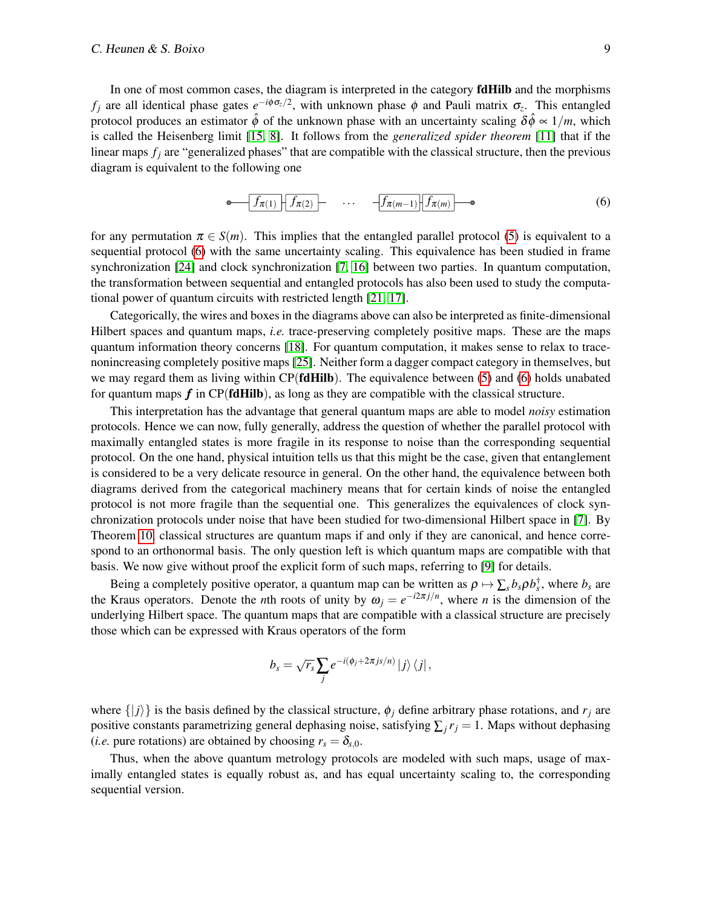In one of most common cases, the diagram is interpreted in the category **fdHilb** and the morphisms $f_j$ are all identical phase gates $e^{-i\phi\sigma_z/2}$, with unknown phase $\phi$ and Pauli matrix $\sigma_z$. This entangled protocol produces an estimator $\hat{\phi}$ of the unknown phase with an uncertainty scaling $\delta\hat{\phi} \propto 1/m$, which is called the Heisenberg limit [15, 8]. It follows from the *generalized spider theorem* [11] that if the linear maps $f_j$ are "generalized phases" that are compatible with the classical structure, then the previous diagram is equivalent to the following one

$$\bullet\!\!-\!\!\boxed{f_{\pi(1)}}\!\!-\!\!\boxed{f_{\pi(2)}}\!\!-\quad \cdots \quad -\!\!\boxed{f_{\pi(m-1)}}\!\!-\!\!\boxed{f_{\pi(m)}}\!\!-\!\!\bullet \tag{6}$$

for any permutation $\pi \in S(m)$. This implies that the entangled parallel protocol (5) is equivalent to a sequential protocol (6) with the same uncertainty scaling. This equivalence has been studied in frame synchronization [24] and clock synchronization [7, 16] between two parties. In quantum computation, the transformation between sequential and entangled protocols has also been used to study the computational power of quantum circuits with restricted length [21, 17].

Categorically, the wires and boxes in the diagrams above can also be interpreted as finite-dimensional Hilbert spaces and quantum maps, *i.e.* trace-preserving completely positive maps. These are the maps quantum information theory concerns [18]. For quantum computation, it makes sense to relax to trace-nonincreasing completely positive maps [25]. Neither form a dagger compact category in themselves, but we may regard them as living within CP(**fdHilb**). The equivalence between (5) and (6) holds unabated for quantum maps $\boldsymbol{f}$ in CP(**fdHilb**), as long as they are compatible with the classical structure.

This interpretation has the advantage that general quantum maps are able to model *noisy* estimation protocols. Hence we can now, fully generally, address the question of whether the parallel protocol with maximally entangled states is more fragile in its response to noise than the corresponding sequential protocol. On the one hand, physical intuition tells us that this might be the case, given that entanglement is considered to be a very delicate resource in general. On the other hand, the equivalence between both diagrams derived from the categorical machinery means that for certain kinds of noise the entangled protocol is not more fragile than the sequential one. This generalizes the equivalences of clock synchronization protocols under noise that have been studied for two-dimensional Hilbert space in [7]. By Theorem 10, classical structures are quantum maps if and only if they are canonical, and hence correspond to an orthonormal basis. The only question left is which quantum maps are compatible with that basis. We now give without proof the explicit form of such maps, referring to [9] for details.

Being a completely positive operator, a quantum map can be written as $\rho \mapsto \sum_s b_s \rho b_s^\dagger$, where $b_s$ are the Kraus operators. Denote the $n$th roots of unity by $\omega_j = e^{-i2\pi j/n}$, where $n$ is the dimension of the underlying Hilbert space. The quantum maps that are compatible with a classical structure are precisely those which can be expressed with Kraus operators of the form

$$b_s = \sqrt{r_s} \sum_j e^{-i(\phi_j + 2\pi js/n)} \left|j\right\rangle \left\langle j\right|,$$

where $\{|j\rangle\}$ is the basis defined by the classical structure, $\phi_j$ define arbitrary phase rotations, and $r_j$ are positive constants parametrizing general dephasing noise, satisfying $\sum_j r_j = 1$. Maps without dephasing (*i.e.* pure rotations) are obtained by choosing $r_s = \delta_{s,0}$.

Thus, when the above quantum metrology protocols are modeled with such maps, usage of maximally entangled states is equally robust as, and has equal uncertainty scaling to, the corresponding sequential version.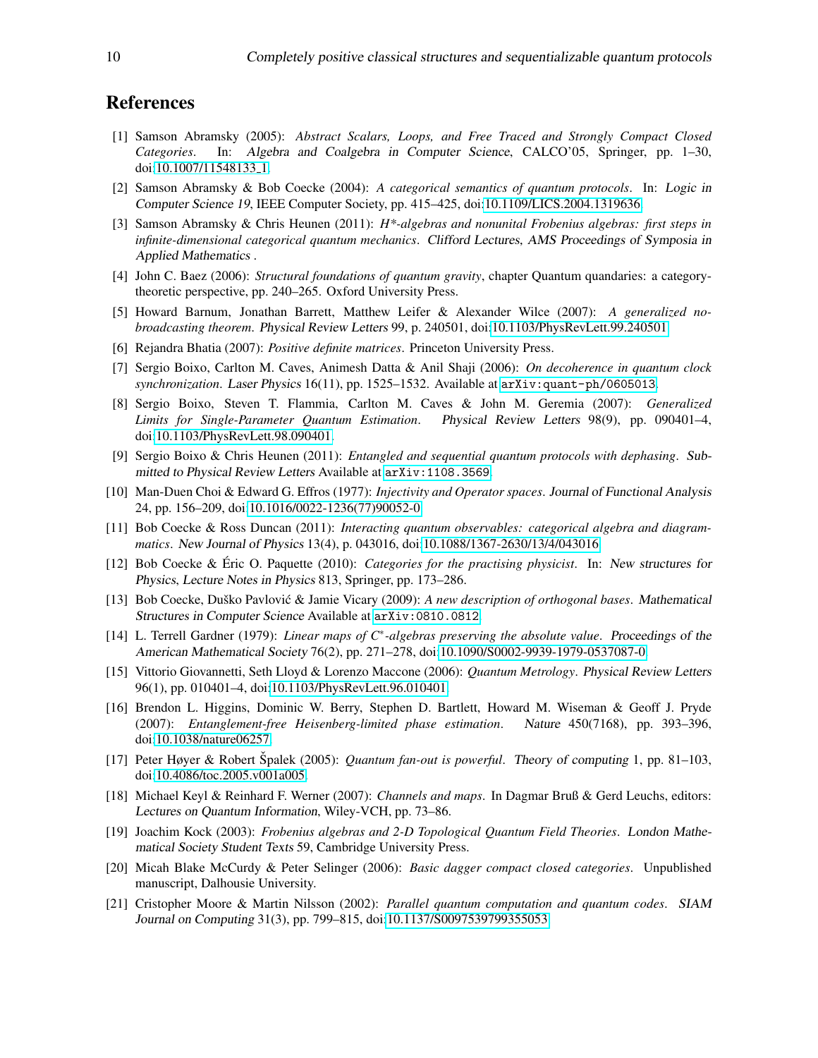## References

[1] Samson Abramsky (2005): *Abstract Scalars, Loops, and Free Traced and Strongly Compact Closed Categories*. In: Algebra and Coalgebra in Computer Science, CALCO'05, Springer, pp. 1–30, doi:10.1007/11548133_1.

[2] Samson Abramsky & Bob Coecke (2004): *A categorical semantics of quantum protocols*. In: Logic in Computer Science 19, IEEE Computer Society, pp. 415–425, doi:10.1109/LICS.2004.1319636.

[3] Samson Abramsky & Chris Heunen (2011): *H*-algebras and nonunital Frobenius algebras: first steps in infinite-dimensional categorical quantum mechanics*. Clifford Lectures, AMS Proceedings of Symposia in Applied Mathematics .

[4] John C. Baez (2006): *Structural foundations of quantum gravity*, chapter Quantum quandaries: a category-theoretic perspective, pp. 240–265. Oxford University Press.

[5] Howard Barnum, Jonathan Barrett, Matthew Leifer & Alexander Wilce (2007): *A generalized no-broadcasting theorem*. Physical Review Letters 99, p. 240501, doi:10.1103/PhysRevLett.99.240501.

[6] Rejandra Bhatia (2007): *Positive definite matrices*. Princeton University Press.

[7] Sergio Boixo, Carlton M. Caves, Animesh Datta & Anil Shaji (2006): *On decoherence in quantum clock synchronization*. Laser Physics 16(11), pp. 1525–1532. Available at arXiv:quant-ph/0605013.

[8] Sergio Boixo, Steven T. Flammia, Carlton M. Caves & John M. Geremia (2007): *Generalized Limits for Single-Parameter Quantum Estimation*. Physical Review Letters 98(9), pp. 090401–4, doi:10.1103/PhysRevLett.98.090401.

[9] Sergio Boixo & Chris Heunen (2011): *Entangled and sequential quantum protocols with dephasing*. Submitted to Physical Review Letters Available at arXiv:1108.3569.

[10] Man-Duen Choi & Edward G. Effros (1977): *Injectivity and Operator spaces*. Journal of Functional Analysis 24, pp. 156–209, doi:10.1016/0022-1236(77)90052-0.

[11] Bob Coecke & Ross Duncan (2011): *Interacting quantum observables: categorical algebra and diagrammatics*. New Journal of Physics 13(4), p. 043016, doi:10.1088/1367-2630/13/4/043016.

[12] Bob Coecke & Éric O. Paquette (2010): *Categories for the practising physicist*. In: New structures for Physics, Lecture Notes in Physics 813, Springer, pp. 173–286.

[13] Bob Coecke, Duško Pavlović & Jamie Vicary (2009): *A new description of orthogonal bases*. Mathematical Structures in Computer Science Available at arXiv:0810.0812.

[14] L. Terrell Gardner (1979): *Linear maps of $C^*$-algebras preserving the absolute value*. Proceedings of the American Mathematical Society 76(2), pp. 271–278, doi:10.1090/S0002-9939-1979-0537087-0.

[15] Vittorio Giovannetti, Seth Lloyd & Lorenzo Maccone (2006): *Quantum Metrology*. Physical Review Letters 96(1), pp. 010401–4, doi:10.1103/PhysRevLett.96.010401.

[16] Brendon L. Higgins, Dominic W. Berry, Stephen D. Bartlett, Howard M. Wiseman & Geoff J. Pryde (2007): *Entanglement-free Heisenberg-limited phase estimation*. Nature 450(7168), pp. 393–396, doi:10.1038/nature06257.

[17] Peter Høyer & Robert Špalek (2005): *Quantum fan-out is powerful*. Theory of computing 1, pp. 81–103, doi:10.4086/toc.2005.v001a005.

[18] Michael Keyl & Reinhard F. Werner (2007): *Channels and maps*. In Dagmar Bruß & Gerd Leuchs, editors: Lectures on Quantum Information, Wiley-VCH, pp. 73–86.

[19] Joachim Kock (2003): *Frobenius algebras and 2-D Topological Quantum Field Theories*. London Mathematical Society Student Texts 59, Cambridge University Press.

[20] Micah Blake McCurdy & Peter Selinger (2006): *Basic dagger compact closed categories*. Unpublished manuscript, Dalhousie University.

[21] Cristopher Moore & Martin Nilsson (2002): *Parallel quantum computation and quantum codes*. SIAM Journal on Computing 31(3), pp. 799–815, doi:10.1137/S0097539799355053.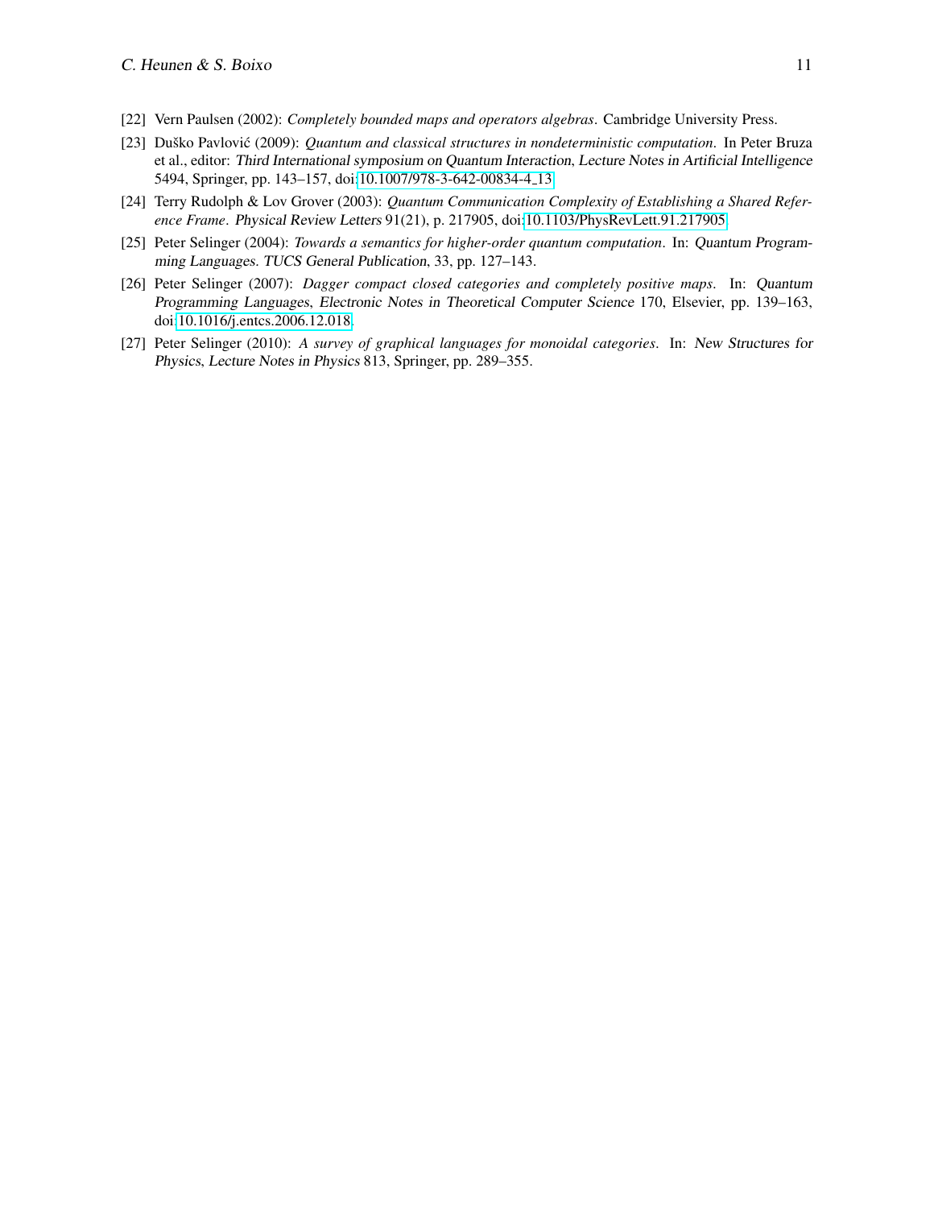[22] Vern Paulsen (2002): *Completely bounded maps and operators algebras*. Cambridge University Press.

[23] Duško Pavlović (2009): *Quantum and classical structures in nondeterministic computation*. In Peter Bruza et al., editor: *Third International symposium on Quantum Interaction*, *Lecture Notes in Artificial Intelligence* 5494, Springer, pp. 143–157, doi:10.1007/978-3-642-00834-4_13.

[24] Terry Rudolph & Lov Grover (2003): *Quantum Communication Complexity of Establishing a Shared Reference Frame*. *Physical Review Letters* 91(21), p. 217905, doi:10.1103/PhysRevLett.91.217905.

[25] Peter Selinger (2004): *Towards a semantics for higher-order quantum computation*. In: *Quantum Programming Languages*. *TUCS General Publication*, 33, pp. 127–143.

[26] Peter Selinger (2007): *Dagger compact closed categories and completely positive maps*. In: *Quantum Programming Languages*, *Electronic Notes in Theoretical Computer Science* 170, Elsevier, pp. 139–163, doi:10.1016/j.entcs.2006.12.018.

[27] Peter Selinger (2010): *A survey of graphical languages for monoidal categories*. In: *New Structures for Physics*, *Lecture Notes in Physics* 813, Springer, pp. 289–355.